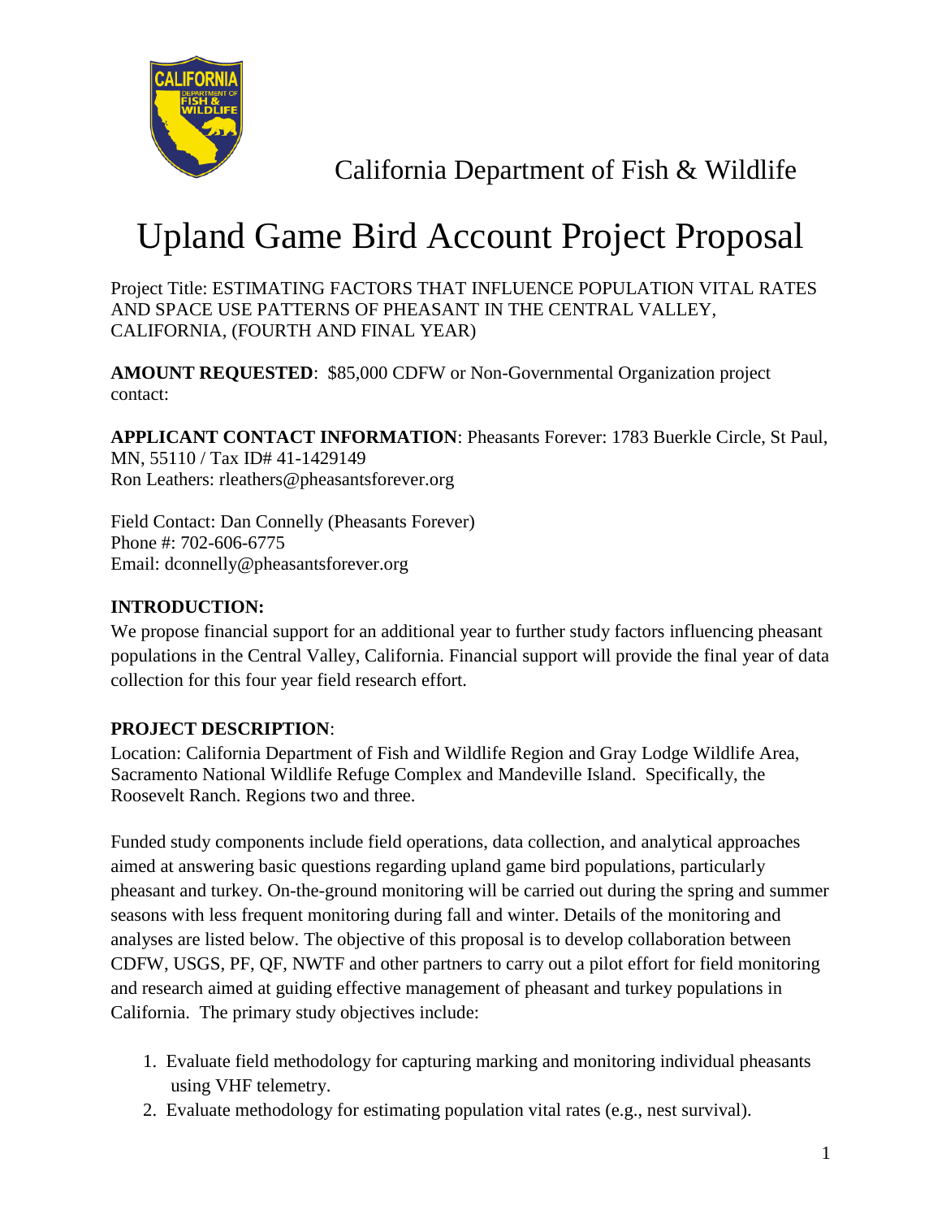California Department of Fish & Wildlife

# Upland Game Bird Account Project Proposal

Project Title: ESTIMATING FACTORS THAT INFLUENCE POPULATION VITAL RATES AND SPACE USE PATTERNS OF PHEASANT IN THE CENTRAL VALLEY, CALIFORNIA, (FOURTH AND FINAL YEAR)

**AMOUNT REQUESTED**: $85,000 CDFW or Non-Governmental Organization project contact:

**APPLICANT CONTACT INFORMATION**: Pheasants Forever: 1783 Buerkle Circle, St Paul, MN, 55110 / Tax ID# 41-1429149
Ron Leathers: rleathers@pheasantsforever.org

Field Contact: Dan Connelly (Pheasants Forever)
Phone #: 702-606-6775
Email: dconnelly@pheasantsforever.org

**INTRODUCTION:**

We propose financial support for an additional year to further study factors influencing pheasant populations in the Central Valley, California. Financial support will provide the final year of data collection for this four year field research effort.

**PROJECT DESCRIPTION**:

Location: California Department of Fish and Wildlife Region and Gray Lodge Wildlife Area, Sacramento National Wildlife Refuge Complex and Mandeville Island. Specifically, the Roosevelt Ranch. Regions two and three.

Funded study components include field operations, data collection, and analytical approaches aimed at answering basic questions regarding upland game bird populations, particularly pheasant and turkey. On-the-ground monitoring will be carried out during the spring and summer seasons with less frequent monitoring during fall and winter. Details of the monitoring and analyses are listed below. The objective of this proposal is to develop collaboration between CDFW, USGS, PF, QF, NWTF and other partners to carry out a pilot effort for field monitoring and research aimed at guiding effective management of pheasant and turkey populations in California. The primary study objectives include:

1. Evaluate field methodology for capturing marking and monitoring individual pheasants using VHF telemetry.
2. Evaluate methodology for estimating population vital rates (e.g., nest survival).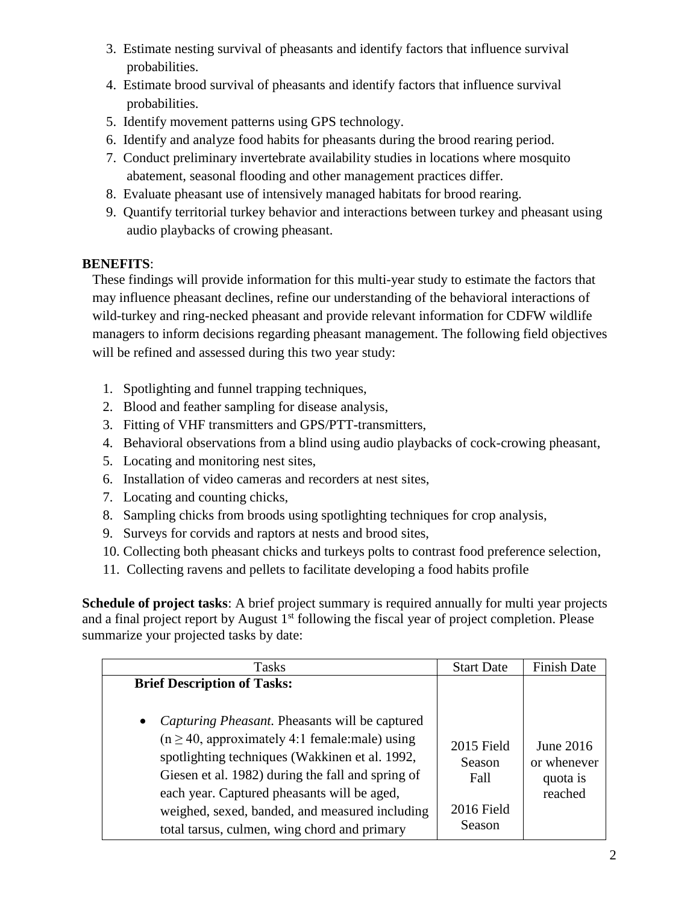3. Estimate nesting survival of pheasants and identify factors that influence survival probabilities.
4. Estimate brood survival of pheasants and identify factors that influence survival probabilities.
5. Identify movement patterns using GPS technology.
6. Identify and analyze food habits for pheasants during the brood rearing period.
7. Conduct preliminary invertebrate availability studies in locations where mosquito abatement, seasonal flooding and other management practices differ.
8. Evaluate pheasant use of intensively managed habitats for brood rearing.
9. Quantify territorial turkey behavior and interactions between turkey and pheasant using audio playbacks of crowing pheasant.

**BENEFITS**:

These findings will provide information for this multi-year study to estimate the factors that may influence pheasant declines, refine our understanding of the behavioral interactions of wild-turkey and ring-necked pheasant and provide relevant information for CDFW wildlife managers to inform decisions regarding pheasant management. The following field objectives will be refined and assessed during this two year study:

1. Spotlighting and funnel trapping techniques,
2. Blood and feather sampling for disease analysis,
3. Fitting of VHF transmitters and GPS/PTT-transmitters,
4. Behavioral observations from a blind using audio playbacks of cock-crowing pheasant,
5. Locating and monitoring nest sites,
6. Installation of video cameras and recorders at nest sites,
7. Locating and counting chicks,
8. Sampling chicks from broods using spotlighting techniques for crop analysis,
9. Surveys for corvids and raptors at nests and brood sites,
10. Collecting both pheasant chicks and turkeys polts to contrast food preference selection,
11. Collecting ravens and pellets to facilitate developing a food habits profile

**Schedule of project tasks**: A brief project summary is required annually for multi year projects and a final project report by August 1st following the fiscal year of project completion. Please summarize your projected tasks by date:

| Tasks | Start Date | Finish Date |
|---|---|---|
| **Brief Description of Tasks:**<br><br>• *Capturing Pheasant.* Pheasants will be captured ($n \geq 40$, approximately 4:1 female:male) using spotlighting techniques (Wakkinen et al. 1992, Giesen et al. 1982) during the fall and spring of each year. Captured pheasants will be aged, weighed, sexed, banded, and measured including total tarsus, culmen, wing chord and primary | 2015 Field Season Fall<br><br>2016 Field Season | June 2016 or whenever quota is reached |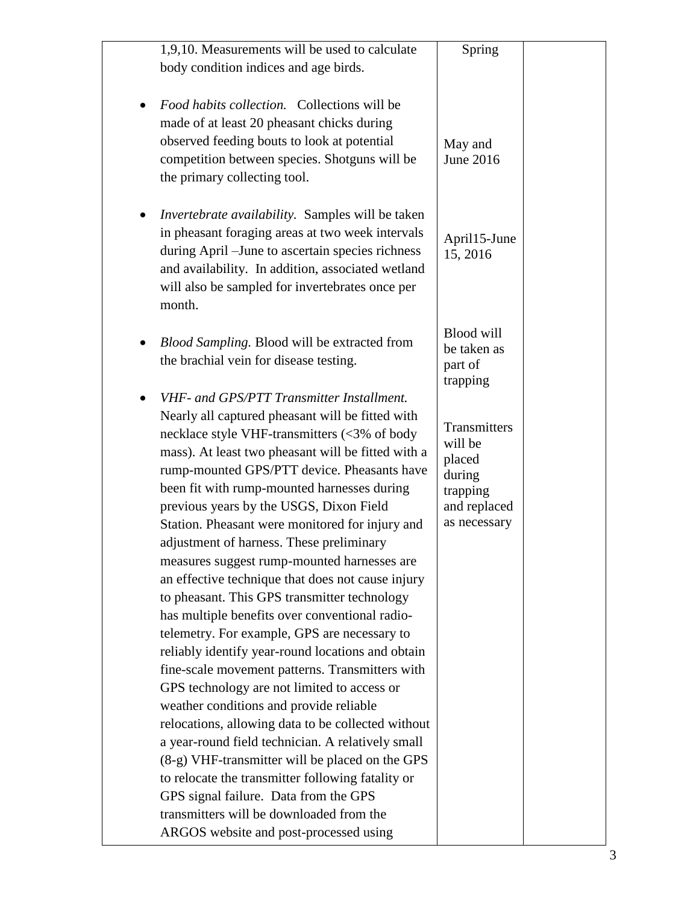| | | |
|---|---|---|
| 1,9,10. Measurements will be used to calculate body condition indices and age birds.<br><br>• *Food habits collection.* Collections will be made of at least 20 pheasant chicks during observed feeding bouts to look at potential competition between species. Shotguns will be the primary collecting tool.<br><br>• *Invertebrate availability.* Samples will be taken in pheasant foraging areas at two week intervals during April –June to ascertain species richness and availability. In addition, associated wetland will also be sampled for invertebrates once per month.<br><br>• *Blood Sampling.* Blood will be extracted from the brachial vein for disease testing.<br><br>• *VHF- and GPS/PTT Transmitter Installment.* Nearly all captured pheasant will be fitted with necklace style VHF-transmitters (<3% of body mass). At least two pheasant will be fitted with a rump-mounted GPS/PTT device. Pheasants have been fit with rump-mounted harnesses during previous years by the USGS, Dixon Field Station. Pheasant were monitored for injury and adjustment of harness. These preliminary measures suggest rump-mounted harnesses are an effective technique that does not cause injury to pheasant. This GPS transmitter technology has multiple benefits over conventional radio-telemetry. For example, GPS are necessary to reliably identify year-round locations and obtain fine-scale movement patterns. Transmitters with GPS technology are not limited to access or weather conditions and provide reliable relocations, allowing data to be collected without a year-round field technician. A relatively small (8-g) VHF-transmitter will be placed on the GPS to relocate the transmitter following fatality or GPS signal failure. Data from the GPS transmitters will be downloaded from the ARGOS website and post-processed using | Spring<br><br>May and June 2016<br><br>April15-June 15, 2016<br><br>Blood will be taken as part of trapping<br><br>Transmitters will be placed during trapping and replaced as necessary | |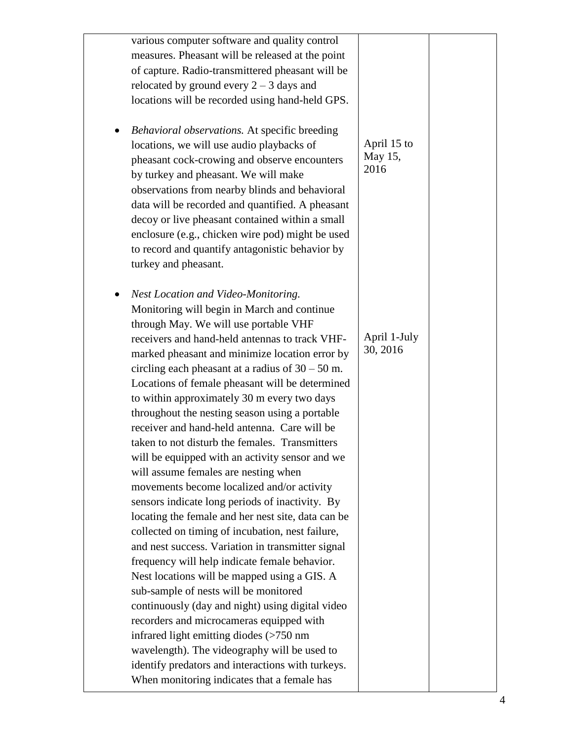| | | |
|---|---|---|
| various computer software and quality control measures. Pheasant will be released at the point of capture. Radio-transmittered pheasant will be relocated by ground every 2 – 3 days and locations will be recorded using hand-held GPS.<br><br>• *Behavioral observations.* At specific breeding locations, we will use audio playbacks of pheasant cock-crowing and observe encounters by turkey and pheasant. We will make observations from nearby blinds and behavioral data will be recorded and quantified. A pheasant decoy or live pheasant contained within a small enclosure (e.g., chicken wire pod) might be used to record and quantify antagonistic behavior by turkey and pheasant.<br><br>• *Nest Location and Video-Monitoring.* Monitoring will begin in March and continue through May. We will use portable VHF receivers and hand-held antennas to track VHF-marked pheasant and minimize location error by circling each pheasant at a radius of 30 – 50 m. Locations of female pheasant will be determined to within approximately 30 m every two days throughout the nesting season using a portable receiver and hand-held antenna. Care will be taken to not disturb the females. Transmitters will be equipped with an activity sensor and we will assume females are nesting when movements become localized and/or activity sensors indicate long periods of inactivity. By locating the female and her nest site, data can be collected on timing of incubation, nest failure, and nest success. Variation in transmitter signal frequency will help indicate female behavior. Nest locations will be mapped using a GIS. A sub-sample of nests will be monitored continuously (day and night) using digital video recorders and microcameras equipped with infrared light emitting diodes (>750 nm wavelength). The videography will be used to identify predators and interactions with turkeys. When monitoring indicates that a female has | April 15 to May 15, 2016<br><br>April 1-July 30, 2016 | |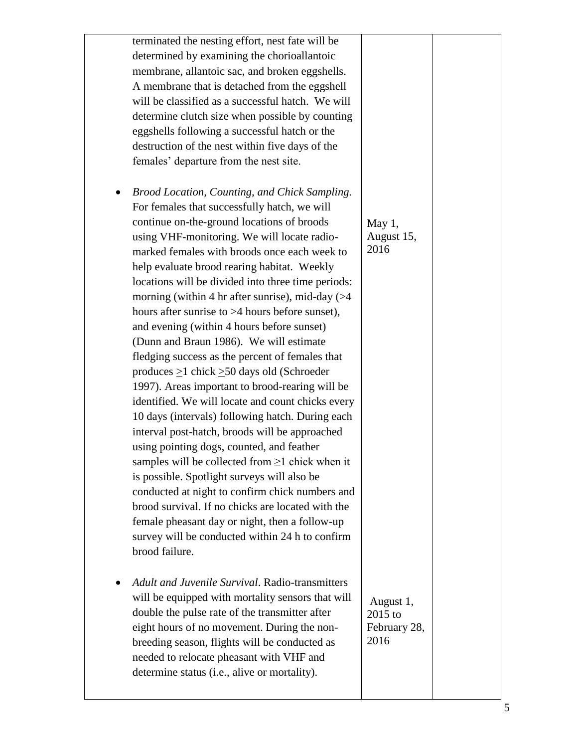| | | |
|---|---|---|
| terminated the nesting effort, nest fate will be determined by examining the chorioallantoic membrane, allantoic sac, and broken eggshells. A membrane that is detached from the eggshell will be classified as a successful hatch. We will determine clutch size when possible by counting eggshells following a successful hatch or the destruction of the nest within five days of the females' departure from the nest site. | | |
| • *Brood Location, Counting, and Chick Sampling.* For females that successfully hatch, we will continue on-the-ground locations of broods using VHF-monitoring. We will locate radio-marked females with broods once each week to help evaluate brood rearing habitat. Weekly locations will be divided into three time periods: morning (within 4 hr after sunrise), mid-day (>4 hours after sunrise to >4 hours before sunset), and evening (within 4 hours before sunset) (Dunn and Braun 1986). We will estimate fledging success as the percent of females that produces ≥1 chick ≥50 days old (Schroeder 1997). Areas important to brood-rearing will be identified. We will locate and count chicks every 10 days (intervals) following hatch. During each interval post-hatch, broods will be approached using pointing dogs, counted, and feather samples will be collected from ≥1 chick when it is possible. Spotlight surveys will also be conducted at night to confirm chick numbers and brood survival. If no chicks are located with the female pheasant day or night, then a follow-up survey will be conducted within 24 h to confirm brood failure. | May 1, August 15, 2016 | |
| • *Adult and Juvenile Survival*. Radio-transmitters will be equipped with mortality sensors that will double the pulse rate of the transmitter after eight hours of no movement. During the non-breeding season, flights will be conducted as needed to relocate pheasant with VHF and determine status (i.e., alive or mortality). | August 1, 2015 to February 28, 2016 | |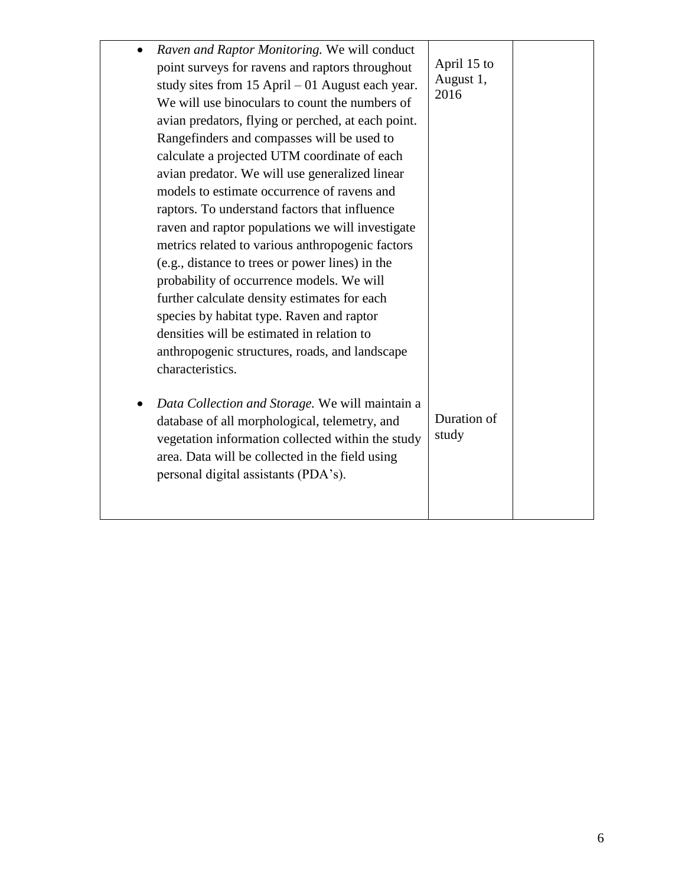| | | |
|---|---|---|
| • *Raven and Raptor Monitoring.* We will conduct point surveys for ravens and raptors throughout study sites from 15 April – 01 August each year. We will use binoculars to count the numbers of avian predators, flying or perched, at each point. Rangefinders and compasses will be used to calculate a projected UTM coordinate of each avian predator. We will use generalized linear models to estimate occurrence of ravens and raptors. To understand factors that influence raven and raptor populations we will investigate metrics related to various anthropogenic factors (e.g., distance to trees or power lines) in the probability of occurrence models. We will further calculate density estimates for each species by habitat type. Raven and raptor densities will be estimated in relation to anthropogenic structures, roads, and landscape characteristics. | April 15 to August 1, 2016 | |
| • *Data Collection and Storage.* We will maintain a database of all morphological, telemetry, and vegetation information collected within the study area. Data will be collected in the field using personal digital assistants (PDA's). | Duration of study | |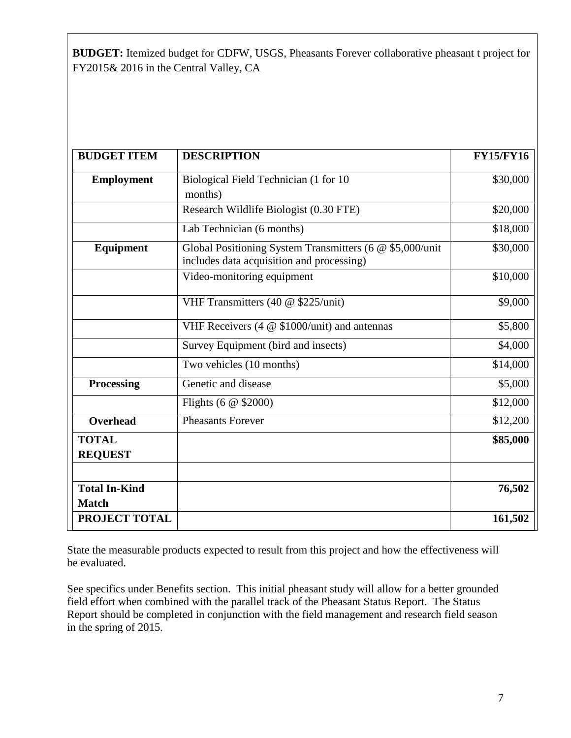**BUDGET:** Itemized budget for CDFW, USGS, Pheasants Forever collaborative pheasant t project for FY2015& 2016 in the Central Valley, CA

| BUDGET ITEM | DESCRIPTION | FY15/FY16 |
|---|---|---|
| **Employment** | Biological Field Technician (1 for 10 months) | $30,000 |
| | Research Wildlife Biologist (0.30 FTE) | $20,000 |
| | Lab Technician (6 months) | $18,000 |
| **Equipment** | Global Positioning System Transmitters (6 @ $5,000/unit includes data acquisition and processing) | $30,000 |
| | Video-monitoring equipment | $10,000 |
| | VHF Transmitters (40 @ $225/unit) | $9,000 |
| | VHF Receivers (4 @ $1000/unit) and antennas | $5,800 |
| | Survey Equipment (bird and insects) | $4,000 |
| | Two vehicles (10 months) | $14,000 |
| **Processing** | Genetic and disease | $5,000 |
| | Flights (6 @ $2000) | $12,000 |
| **Overhead** | Pheasants Forever | $12,200 |
| **TOTAL REQUEST** | | **$85,000** |
| | | |
| **Total In-Kind Match** | | **76,502** |
| **PROJECT TOTAL** | | **161,502** |

State the measurable products expected to result from this project and how the effectiveness will be evaluated.

See specifics under Benefits section. This initial pheasant study will allow for a better grounded field effort when combined with the parallel track of the Pheasant Status Report. The Status Report should be completed in conjunction with the field management and research field season in the spring of 2015.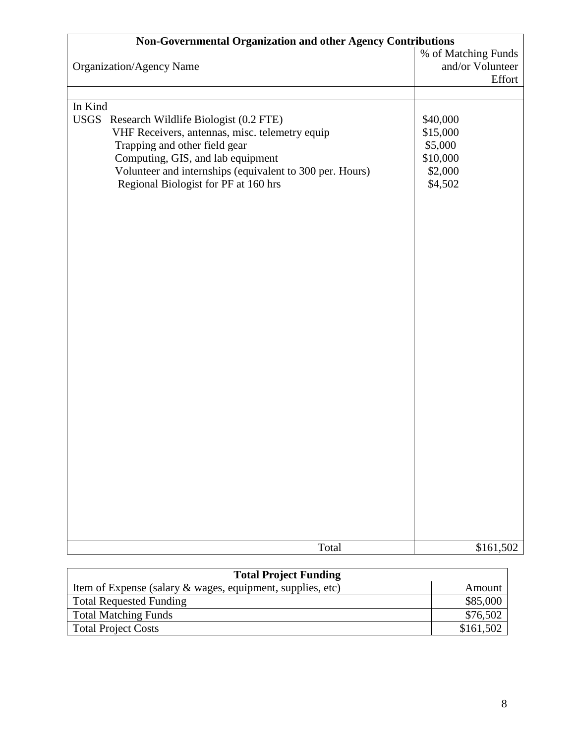| Non-Governmental Organization and other Agency Contributions | |
|---|---|
| Organization/Agency Name | % of Matching Funds and/or Volunteer Effort |
| | |
| In Kind | |
| USGS Research Wildlife Biologist (0.2 FTE) | $40,000 |
| VHF Receivers, antennas, misc. telemetry equip | $15,000 |
| Trapping and other field gear | $5,000 |
| Computing, GIS, and lab equipment | $10,000 |
| Volunteer and internships (equivalent to 300 per. Hours) | $2,000 |
| Regional Biologist for PF at 160 hrs | $4,502 |
| Total | $161,502 |

| Total Project Funding | |
|---|---|
| Item of Expense (salary & wages, equipment, supplies, etc) | Amount |
| Total Requested Funding | $85,000 |
| Total Matching Funds | $76,502 |
| Total Project Costs | $161,502 |